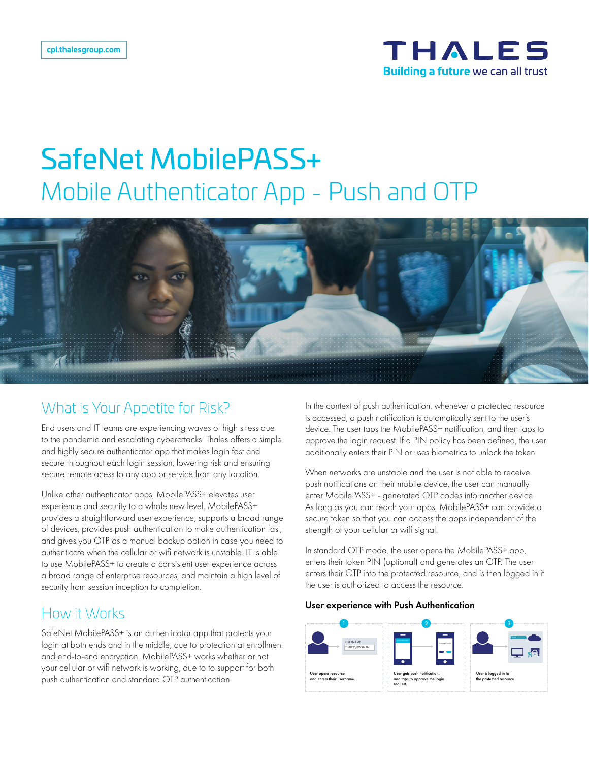cpl.thalesgroup.com

# SafeNet MobilePASS+

## Mobile Authenticator App - Push and OTP

## What is Your Appetite for Risk?

End users and IT teams are experiencing waves of high stress due to the pandemic and escalating cyberattacks. Thales offers a simple and highly secure authenticator app that makes login fast and secure throughout each login session, lowering risk and ensuring secure remote acess to any app or service from any location.

Unlike other authenticator apps, MobilePASS+ elevates user experience and security to a whole new level. MobilePASS+ provides a straightforward user experience, supports a broad range of devices, provides push authentication to make authentication fast, and gives you OTP as a manual backup option in case you need to authenticate when the cellular or wifi network is unstable. IT is able to use MobilePASS+ to create a consistent user experience across a broad range of enterprise resources, and maintain a high level of security from session inception to completion.

## How it Works

SafeNet MobilePASS+ is an authenticator app that protects your login at both ends and in the middle, due to protection at enrollment and end-to-end encryption. MobilePASS+ works whether or not your cellular or wifi network is working, due to to support for both push authentication and standard OTP authentication.

In the context of push authentication, whenever a protected resource is accessed, a push notification is automatically sent to the user's device. The user taps the MobilePASS+ notification, and then taps to approve the login request. If a PIN policy has been defined, the user additionally enters their PIN or uses biometrics to unlock the token.

When networks are unstable and the user is not able to receive push notifications on their mobile device, the user can manually enter MobilePASS+ - generated OTP codes into another device. As long as you can reach your apps, MobilePASS+ can provide a secure token so that you can access the apps independent of the strength of your cellular or wifi signal.

In standard OTP mode, the user opens the MobilePASS+ app, enters their token PIN (optional) and generates an OTP. The user enters their OTP into the protected resource, and is then logged in if the user is authorized to access the resource.

**User experience with Push Authentication**

1. User opens resource, and enters their username.
2. User gets push notification, and taps to approve the login request.
3. User is logged in to the protected resource.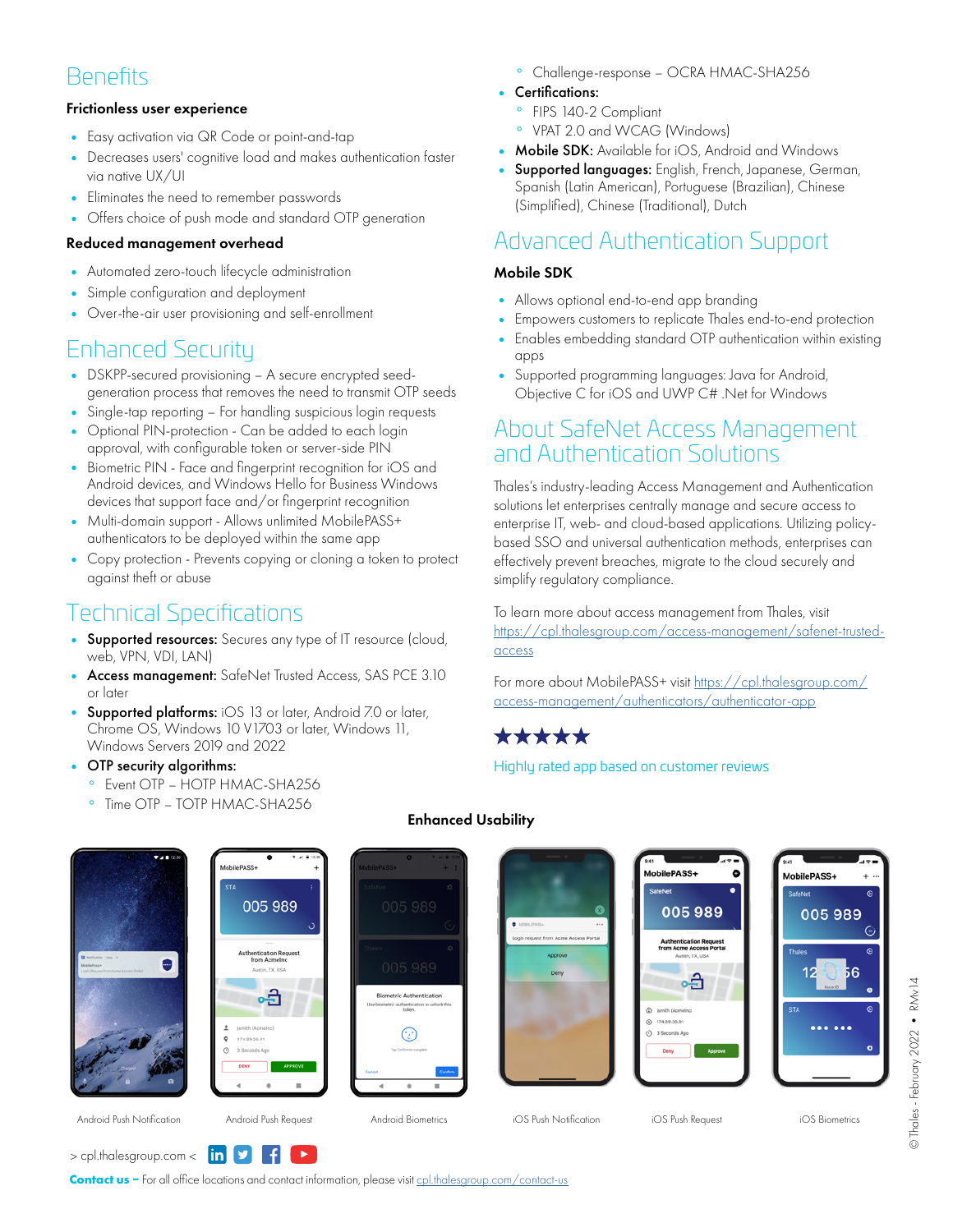## Benefits

**Frictionless user experience**

- Easy activation via QR Code or point-and-tap
- Decreases users' cognitive load and makes authentication faster via native UX/UI
- Eliminates the need to remember passwords
- Offers choice of push mode and standard OTP generation

**Reduced management overhead**

- Automated zero-touch lifecycle administration
- Simple configuration and deployment
- Over-the-air user provisioning and self-enrollment

## Enhanced Security

- DSKPP-secured provisioning – A secure encrypted seed-generation process that removes the need to transmit OTP seeds
- Single-tap reporting – For handling suspicious login requests
- Optional PIN-protection - Can be added to each login approval, with configurable token or server-side PIN
- Biometric PIN - Face and fingerprint recognition for iOS and Android devices, and Windows Hello for Business Windows devices that support face and/or fingerprint recognition
- Multi-domain support - Allows unlimited MobilePASS+ authenticators to be deployed within the same app
- Copy protection - Prevents copying or cloning a token to protect against theft or abuse

## Technical Specifications

- **Supported resources:** Secures any type of IT resource (cloud, web, VPN, VDI, LAN)
- **Access management:** SafeNet Trusted Access, SAS PCE 3.10 or later
- **Supported platforms:** iOS 13 or later, Android 7.0 or later, Chrome OS, Windows 10 V1703 or later, Windows 11, Windows Servers 2019 and 2022
- **OTP security algorithms:**
  - Event OTP – HOTP HMAC-SHA256
  - Time OTP – TOTP HMAC-SHA256
  - Challenge-response – OCRA HMAC-SHA256
- **Certifications:**
  - FIPS 140-2 Compliant
  - VPAT 2.0 and WCAG (Windows)
- **Mobile SDK:** Available for iOS, Android and Windows
- **Supported languages:** English, French, Japanese, German, Spanish (Latin American), Portuguese (Brazilian), Chinese (Simplified), Chinese (Traditional), Dutch

## Advanced Authentication Support

**Mobile SDK**

- Allows optional end-to-end app branding
- Empowers customers to replicate Thales end-to-end protection
- Enables embedding standard OTP authentication within existing apps
- Supported programming languages: Java for Android, Objective C for iOS and UWP C# .Net for Windows

## About SafeNet Access Management and Authentication Solutions

Thales's industry-leading Access Management and Authentication solutions let enterprises centrally manage and secure access to enterprise IT, web- and cloud-based applications. Utilizing policy-based SSO and universal authentication methods, enterprises can effectively prevent breaches, migrate to the cloud securely and simplify regulatory compliance.

To learn more about access management from Thales, visit https://cpl.thalesgroup.com/access-management/safenet-trusted-access

For more about MobilePASS+ visit https://cpl.thalesgroup.com/access-management/authenticators/authenticator-app

★★★★★

Highly rated app based on customer reviews

**Enhanced Usability**

Android Push Notification | Android Push Request | Android Biometrics | iOS Push Notification | iOS Push Request | iOS Biometrics

> cpl.thalesgroup.com <

**Contact us** – For all office locations and contact information, please visit cpl.thalesgroup.com/contact-us

© Thales - February 2022 • RMv14